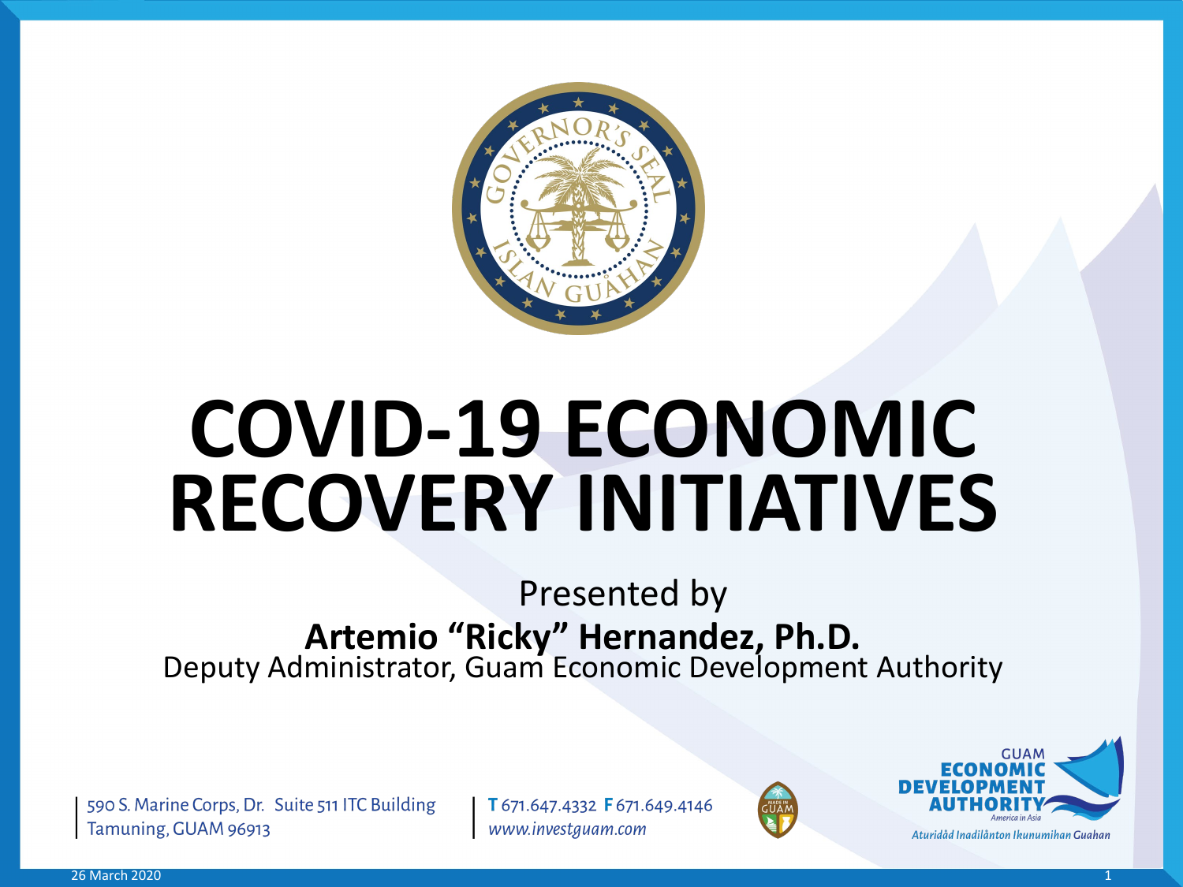# COVID-19 ECONOMIC RECOVERY INITIATIVES

Presented by

**Artemio "Ricky" Hernandez, Ph.D.**

Deputy Administrator, Guam Economic Development Authority

590 S. Marine Corps, Dr. Suite 511 ITC Building
Tamuning, GUAM 96913

**T** 671.647.4332 **F** 671.649.4146
*www.investguam.com*

GUAM ECONOMIC DEVELOPMENT AUTHORITY
*America in Asia*
*Aturidåd Inadilånton Ikunumihan Guahan*

26 March 2020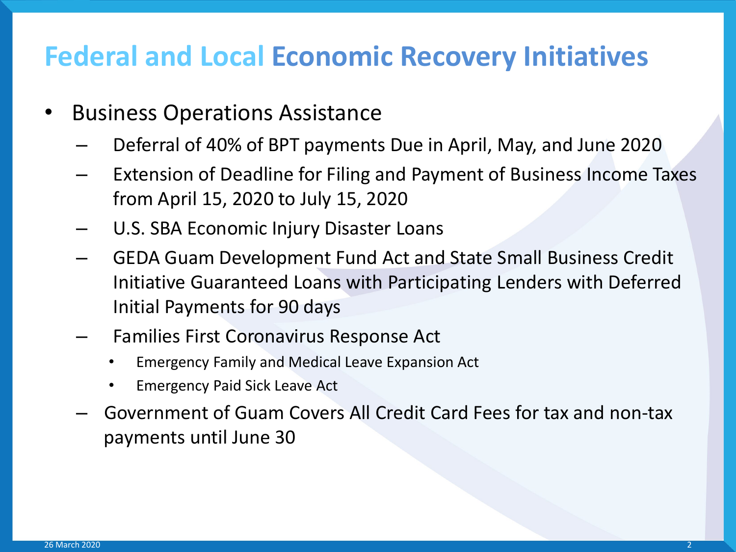# Federal and Local Economic Recovery Initiatives

- Business Operations Assistance
  - Deferral of 40% of BPT payments Due in April, May, and June 2020
  - Extension of Deadline for Filing and Payment of Business Income Taxes from April 15, 2020 to July 15, 2020
  - U.S. SBA Economic Injury Disaster Loans
  - GEDA Guam Development Fund Act and State Small Business Credit Initiative Guaranteed Loans with Participating Lenders with Deferred Initial Payments for 90 days
  - Families First Coronavirus Response Act
    - Emergency Family and Medical Leave Expansion Act
    - Emergency Paid Sick Leave Act
  - Government of Guam Covers All Credit Card Fees for tax and non-tax payments until June 30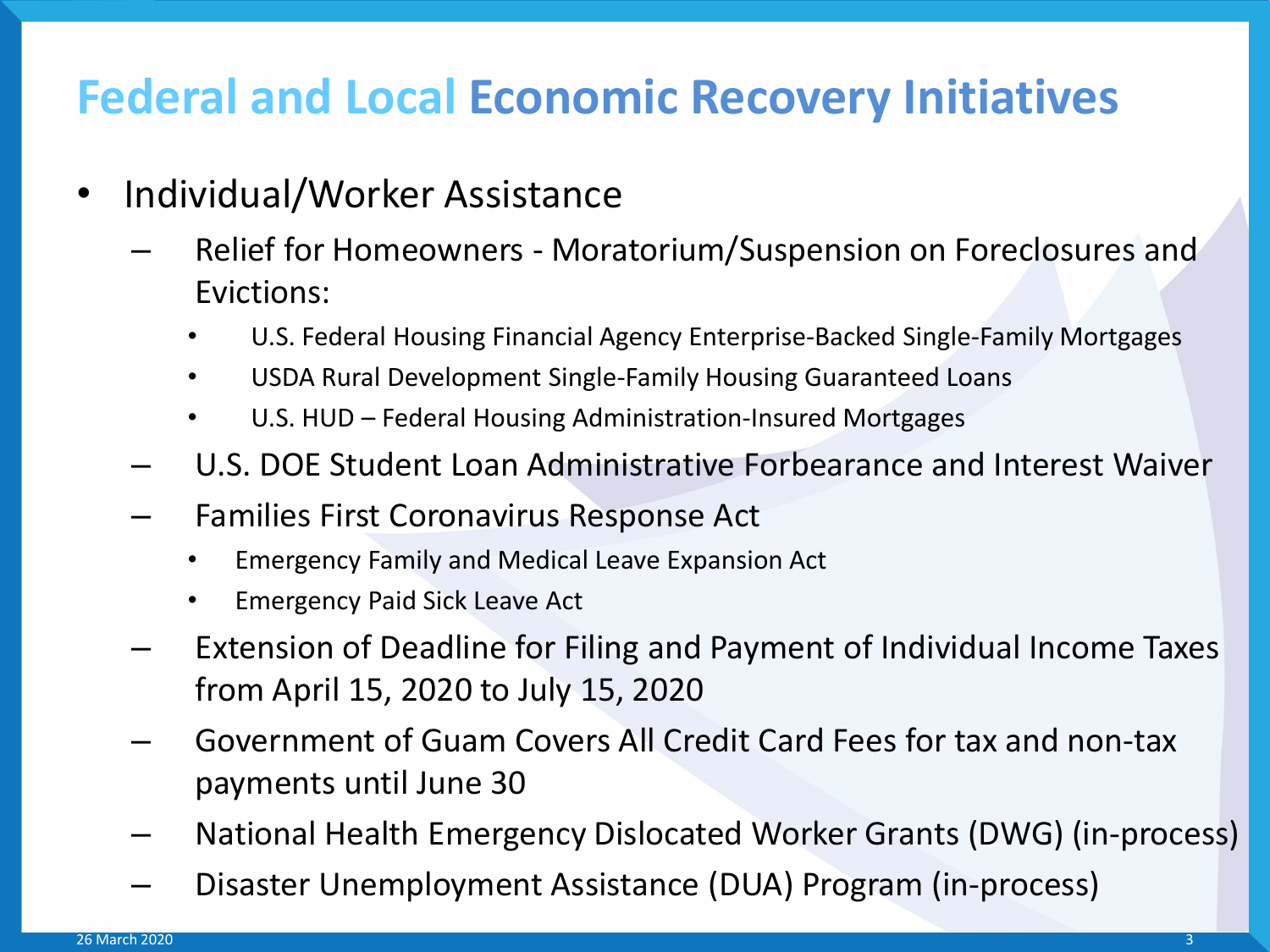# Federal and Local Economic Recovery Initiatives

- Individual/Worker Assistance
  - Relief for Homeowners - Moratorium/Suspension on Foreclosures and Evictions:
    - U.S. Federal Housing Financial Agency Enterprise-Backed Single-Family Mortgages
    - USDA Rural Development Single-Family Housing Guaranteed Loans
    - U.S. HUD – Federal Housing Administration-Insured Mortgages
  - U.S. DOE Student Loan Administrative Forbearance and Interest Waiver
  - Families First Coronavirus Response Act
    - Emergency Family and Medical Leave Expansion Act
    - Emergency Paid Sick Leave Act
  - Extension of Deadline for Filing and Payment of Individual Income Taxes from April 15, 2020 to July 15, 2020
  - Government of Guam Covers All Credit Card Fees for tax and non-tax payments until June 30
  - National Health Emergency Dislocated Worker Grants (DWG) (in-process)
  - Disaster Unemployment Assistance (DUA) Program (in-process)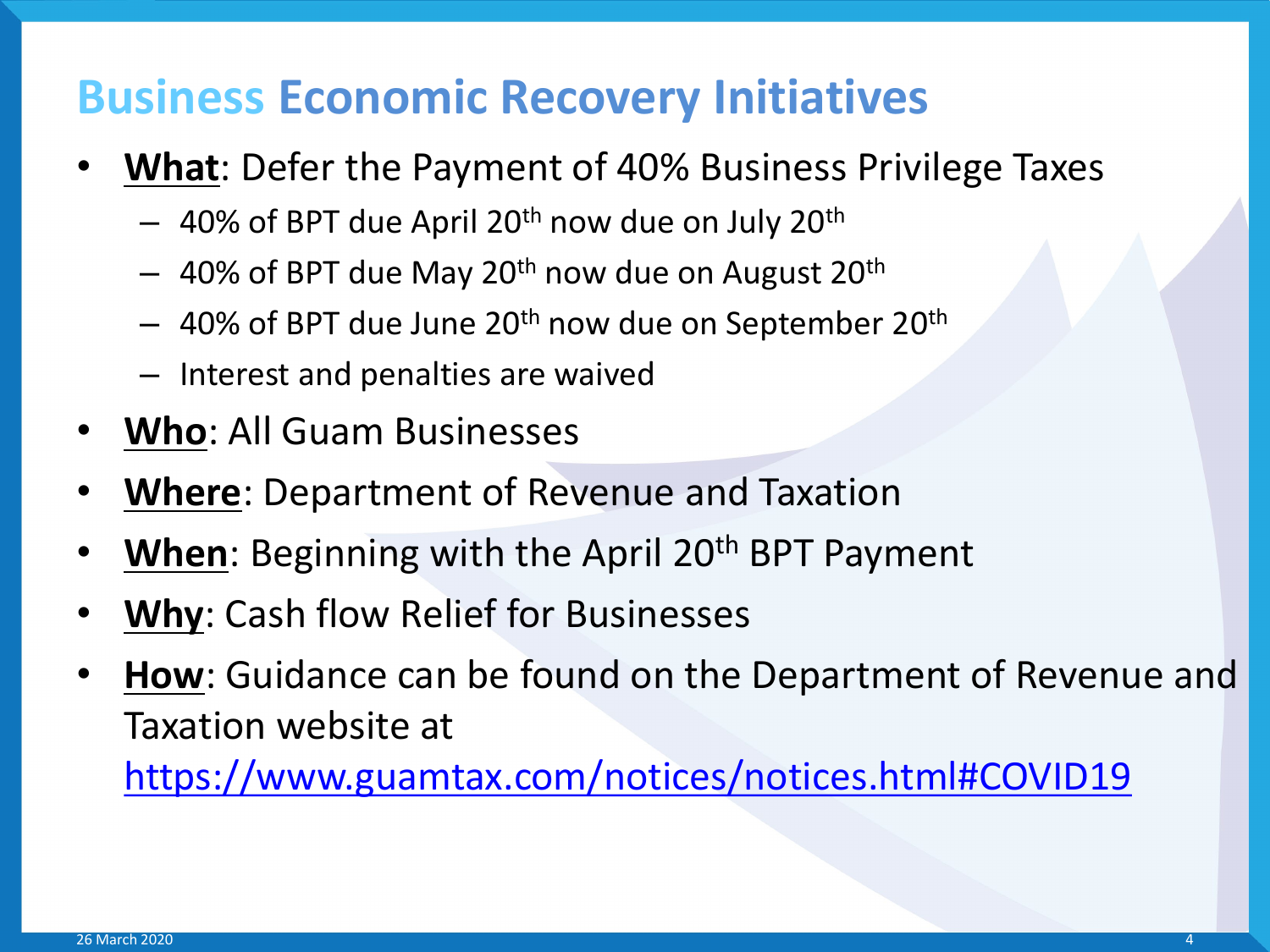# Business Economic Recovery Initiatives

- **What**: Defer the Payment of 40% Business Privilege Taxes
  - 40% of BPT due April 20th now due on July 20th
  - 40% of BPT due May 20th now due on August 20th
  - 40% of BPT due June 20th now due on September 20th
  - Interest and penalties are waived
- **Who**: All Guam Businesses
- **Where**: Department of Revenue and Taxation
- **When**: Beginning with the April 20th BPT Payment
- **Why**: Cash flow Relief for Businesses
- **How**: Guidance can be found on the Department of Revenue and Taxation website at https://www.guamtax.com/notices/notices.html#COVID19

26 March 2020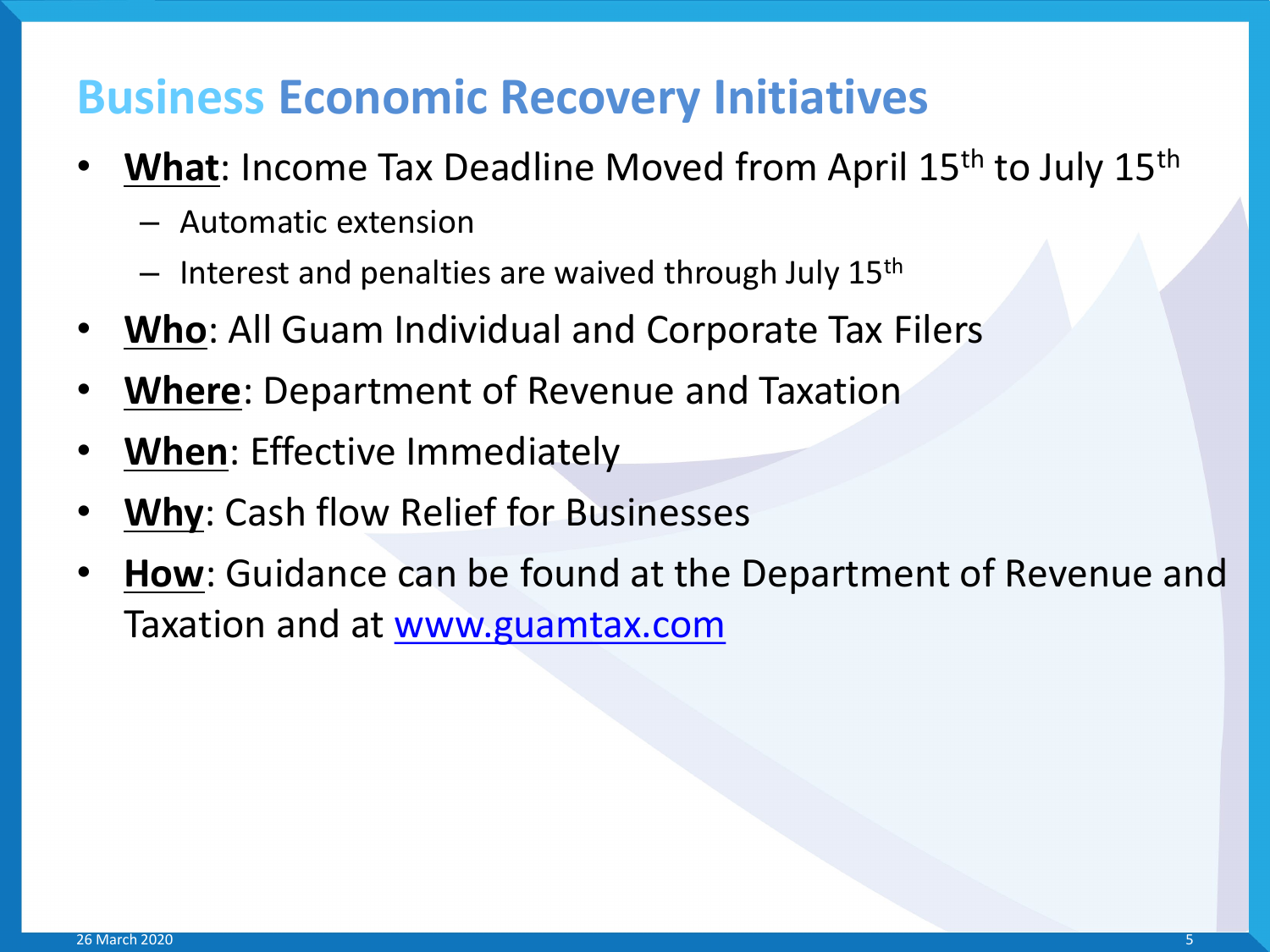# Business Economic Recovery Initiatives

- **What**: Income Tax Deadline Moved from April 15th to July 15th
  - Automatic extension
  - Interest and penalties are waived through July 15th
- **Who**: All Guam Individual and Corporate Tax Filers
- **Where**: Department of Revenue and Taxation
- **When**: Effective Immediately
- **Why**: Cash flow Relief for Businesses
- **How**: Guidance can be found at the Department of Revenue and Taxation and at www.guamtax.com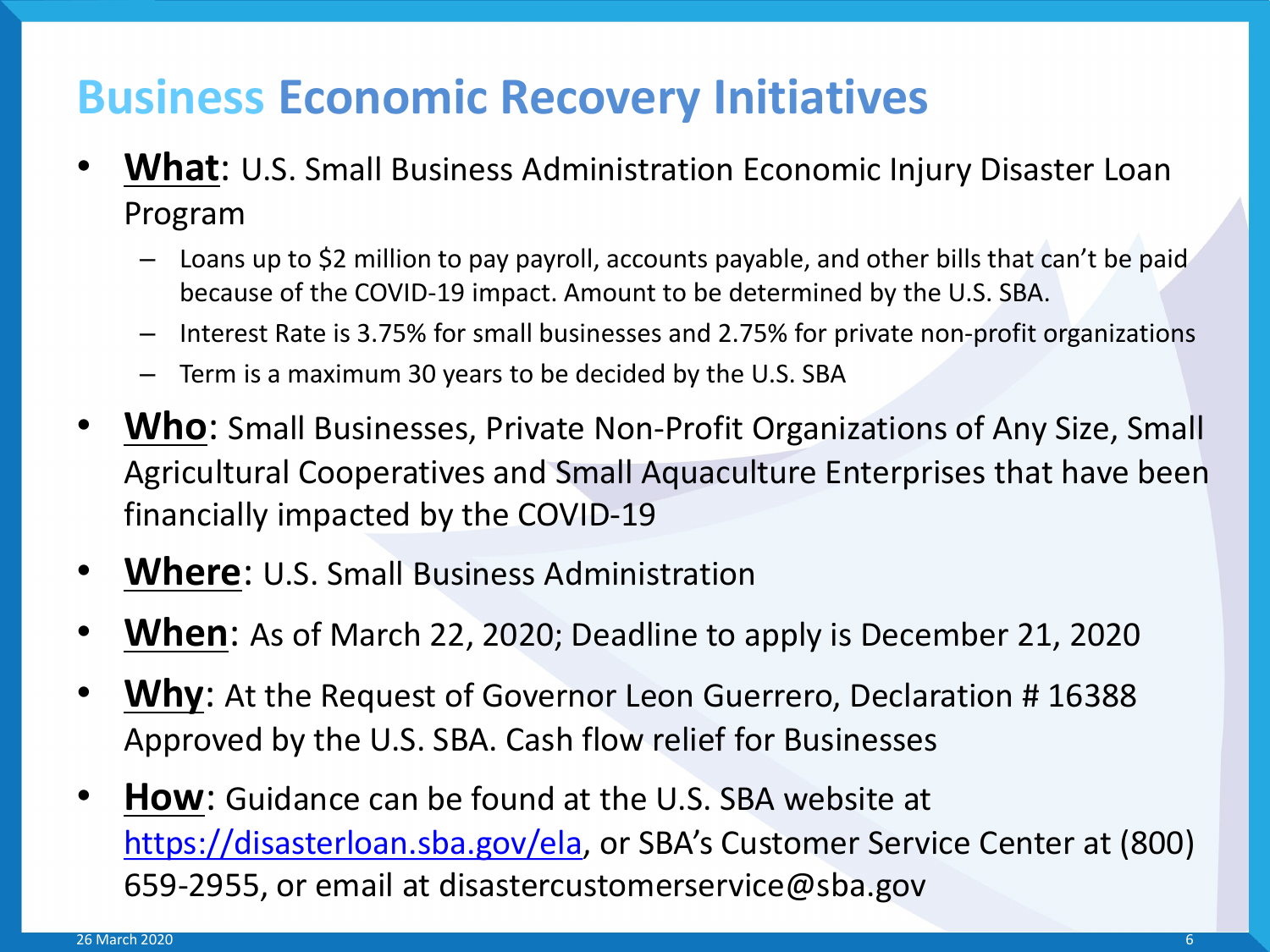# Business Economic Recovery Initiatives

- **What**: U.S. Small Business Administration Economic Injury Disaster Loan Program
  - Loans up to $2 million to pay payroll, accounts payable, and other bills that can't be paid because of the COVID-19 impact. Amount to be determined by the U.S. SBA.
  - Interest Rate is 3.75% for small businesses and 2.75% for private non-profit organizations
  - Term is a maximum 30 years to be decided by the U.S. SBA
- **Who**: Small Businesses, Private Non-Profit Organizations of Any Size, Small Agricultural Cooperatives and Small Aquaculture Enterprises that have been financially impacted by the COVID-19
- **Where**: U.S. Small Business Administration
- **When**: As of March 22, 2020; Deadline to apply is December 21, 2020
- **Why**: At the Request of Governor Leon Guerrero, Declaration # 16388 Approved by the U.S. SBA. Cash flow relief for Businesses
- **How**: Guidance can be found at the U.S. SBA website at https://disasterloan.sba.gov/ela, or SBA's Customer Service Center at (800) 659-2955, or email at disastercustomerservice@sba.gov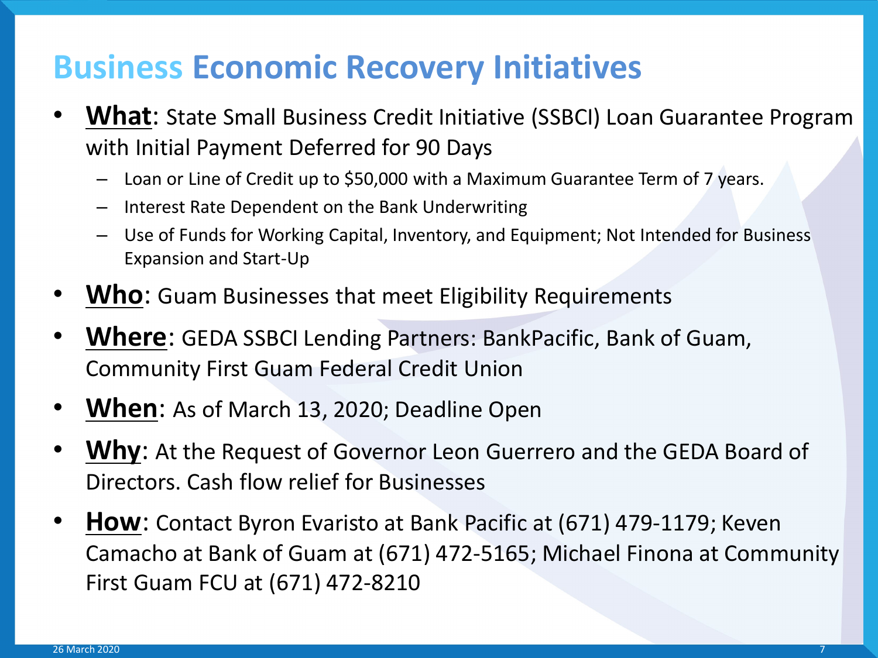# Business Economic Recovery Initiatives

- **What**: State Small Business Credit Initiative (SSBCI) Loan Guarantee Program with Initial Payment Deferred for 90 Days
  - Loan or Line of Credit up to $50,000 with a Maximum Guarantee Term of 7 years.
  - Interest Rate Dependent on the Bank Underwriting
  - Use of Funds for Working Capital, Inventory, and Equipment; Not Intended for Business Expansion and Start-Up
- **Who**: Guam Businesses that meet Eligibility Requirements
- **Where**: GEDA SSBCI Lending Partners: BankPacific, Bank of Guam, Community First Guam Federal Credit Union
- **When**: As of March 13, 2020; Deadline Open
- **Why**: At the Request of Governor Leon Guerrero and the GEDA Board of Directors. Cash flow relief for Businesses
- **How**: Contact Byron Evaristo at Bank Pacific at (671) 479-1179; Keven Camacho at Bank of Guam at (671) 472-5165; Michael Finona at Community First Guam FCU at (671) 472-8210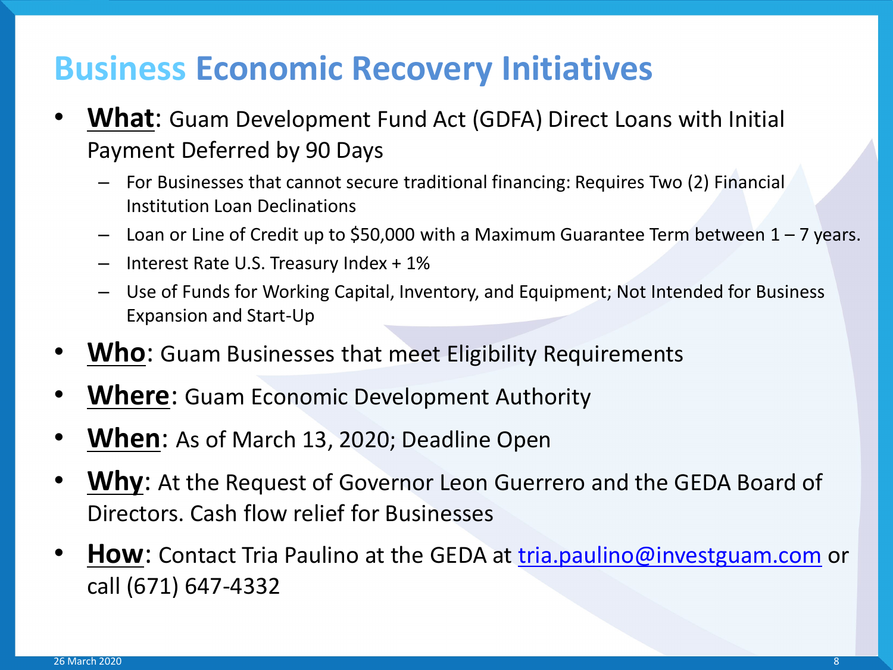# Business Economic Recovery Initiatives

- **What**: Guam Development Fund Act (GDFA) Direct Loans with Initial Payment Deferred by 90 Days
  - For Businesses that cannot secure traditional financing: Requires Two (2) Financial Institution Loan Declinations
  - Loan or Line of Credit up to $50,000 with a Maximum Guarantee Term between 1 – 7 years.
  - Interest Rate U.S. Treasury Index + 1%
  - Use of Funds for Working Capital, Inventory, and Equipment; Not Intended for Business Expansion and Start-Up
- **Who**: Guam Businesses that meet Eligibility Requirements
- **Where**: Guam Economic Development Authority
- **When**: As of March 13, 2020; Deadline Open
- **Why**: At the Request of Governor Leon Guerrero and the GEDA Board of Directors. Cash flow relief for Businesses
- **How**: Contact Tria Paulino at the GEDA at tria.paulino@investguam.com or call (671) 647-4332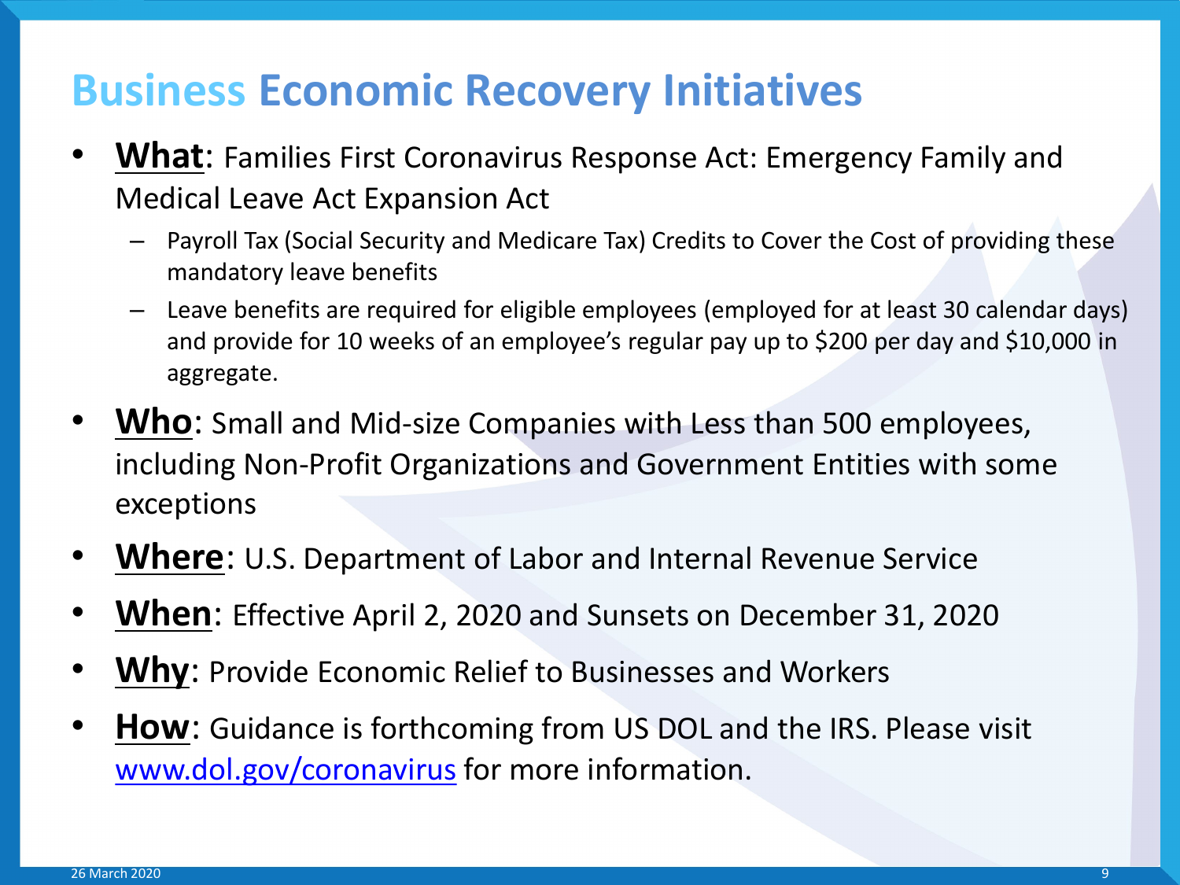# Business Economic Recovery Initiatives

- **What**: Families First Coronavirus Response Act: Emergency Family and Medical Leave Act Expansion Act
  - Payroll Tax (Social Security and Medicare Tax) Credits to Cover the Cost of providing these mandatory leave benefits
  - Leave benefits are required for eligible employees (employed for at least 30 calendar days) and provide for 10 weeks of an employee's regular pay up to $200 per day and $10,000 in aggregate.
- **Who**: Small and Mid-size Companies with Less than 500 employees, including Non-Profit Organizations and Government Entities with some exceptions
- **Where**: U.S. Department of Labor and Internal Revenue Service
- **When**: Effective April 2, 2020 and Sunsets on December 31, 2020
- **Why**: Provide Economic Relief to Businesses and Workers
- **How**: Guidance is forthcoming from US DOL and the IRS. Please visit [www.dol.gov/coronavirus](http://www.dol.gov/coronavirus) for more information.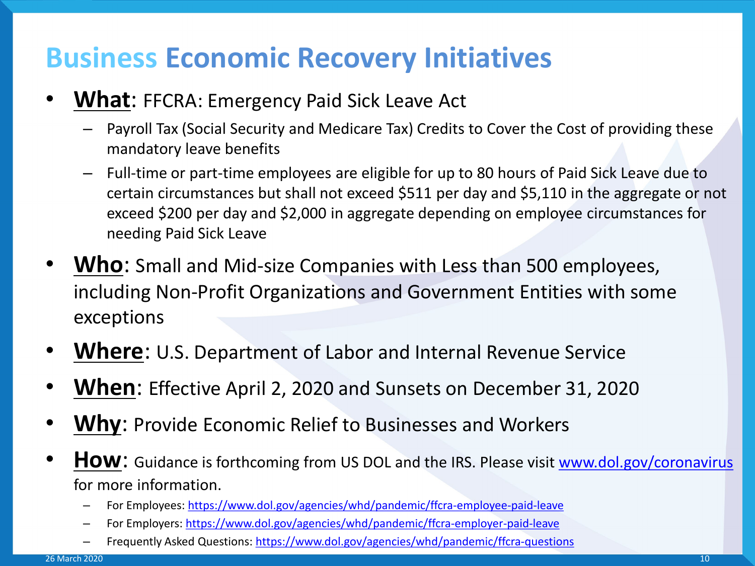# Business Economic Recovery Initiatives

- **What**: FFCRA: Emergency Paid Sick Leave Act
  - Payroll Tax (Social Security and Medicare Tax) Credits to Cover the Cost of providing these mandatory leave benefits
  - Full-time or part-time employees are eligible for up to 80 hours of Paid Sick Leave due to certain circumstances but shall not exceed $511 per day and $5,110 in the aggregate or not exceed $200 per day and $2,000 in aggregate depending on employee circumstances for needing Paid Sick Leave
- **Who**: Small and Mid-size Companies with Less than 500 employees, including Non-Profit Organizations and Government Entities with some exceptions
- **Where**: U.S. Department of Labor and Internal Revenue Service
- **When**: Effective April 2, 2020 and Sunsets on December 31, 2020
- **Why**: Provide Economic Relief to Businesses and Workers
- **How**: Guidance is forthcoming from US DOL and the IRS. Please visit www.dol.gov/coronavirus for more information.
  - For Employees: https://www.dol.gov/agencies/whd/pandemic/ffcra-employee-paid-leave
  - For Employers: https://www.dol.gov/agencies/whd/pandemic/ffcra-employer-paid-leave
  - Frequently Asked Questions: https://www.dol.gov/agencies/whd/pandemic/ffcra-questions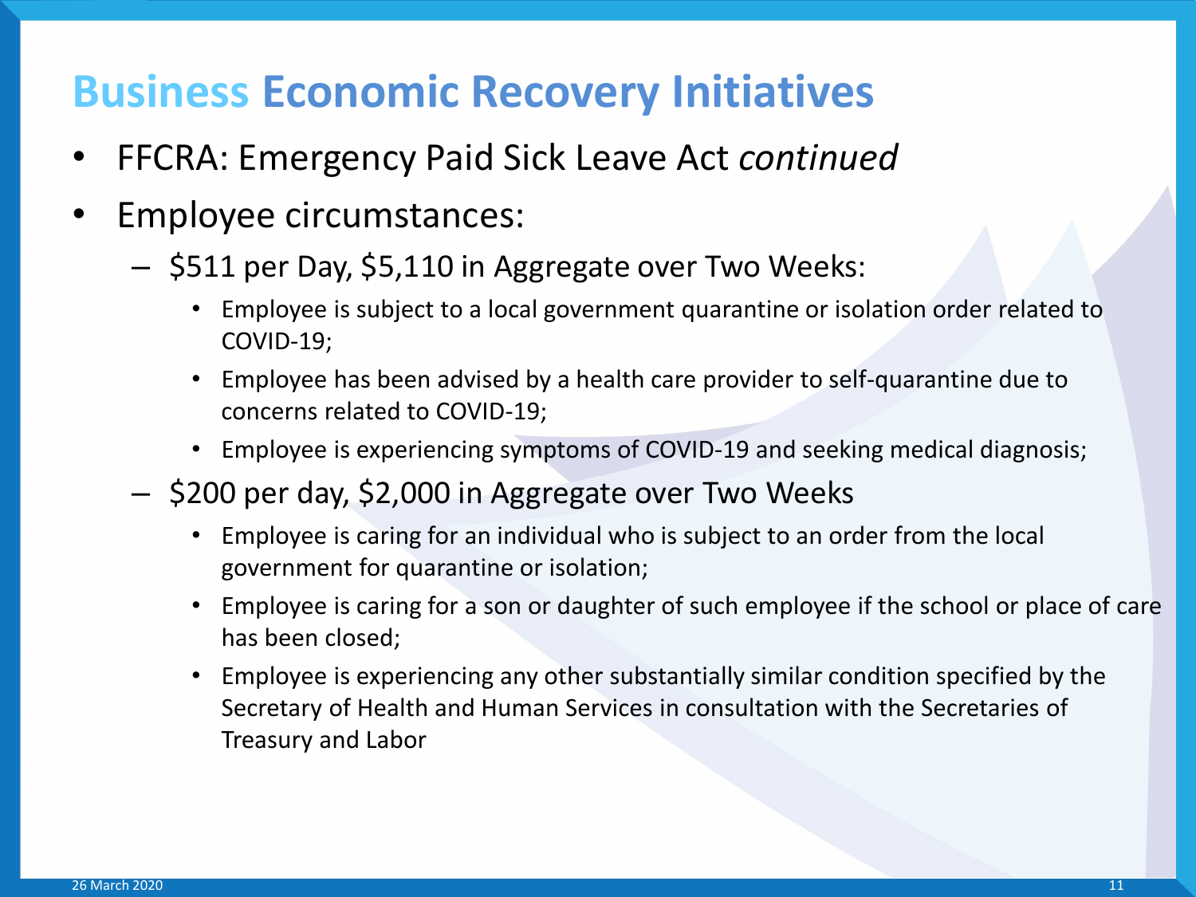# Business Economic Recovery Initiatives

- FFCRA: Emergency Paid Sick Leave Act *continued*
- Employee circumstances:
  - $511 per Day, $5,110 in Aggregate over Two Weeks:
    - Employee is subject to a local government quarantine or isolation order related to COVID-19;
    - Employee has been advised by a health care provider to self-quarantine due to concerns related to COVID-19;
    - Employee is experiencing symptoms of COVID-19 and seeking medical diagnosis;
  - $200 per day, $2,000 in Aggregate over Two Weeks
    - Employee is caring for an individual who is subject to an order from the local government for quarantine or isolation;
    - Employee is caring for a son or daughter of such employee if the school or place of care has been closed;
    - Employee is experiencing any other substantially similar condition specified by the Secretary of Health and Human Services in consultation with the Secretaries of Treasury and Labor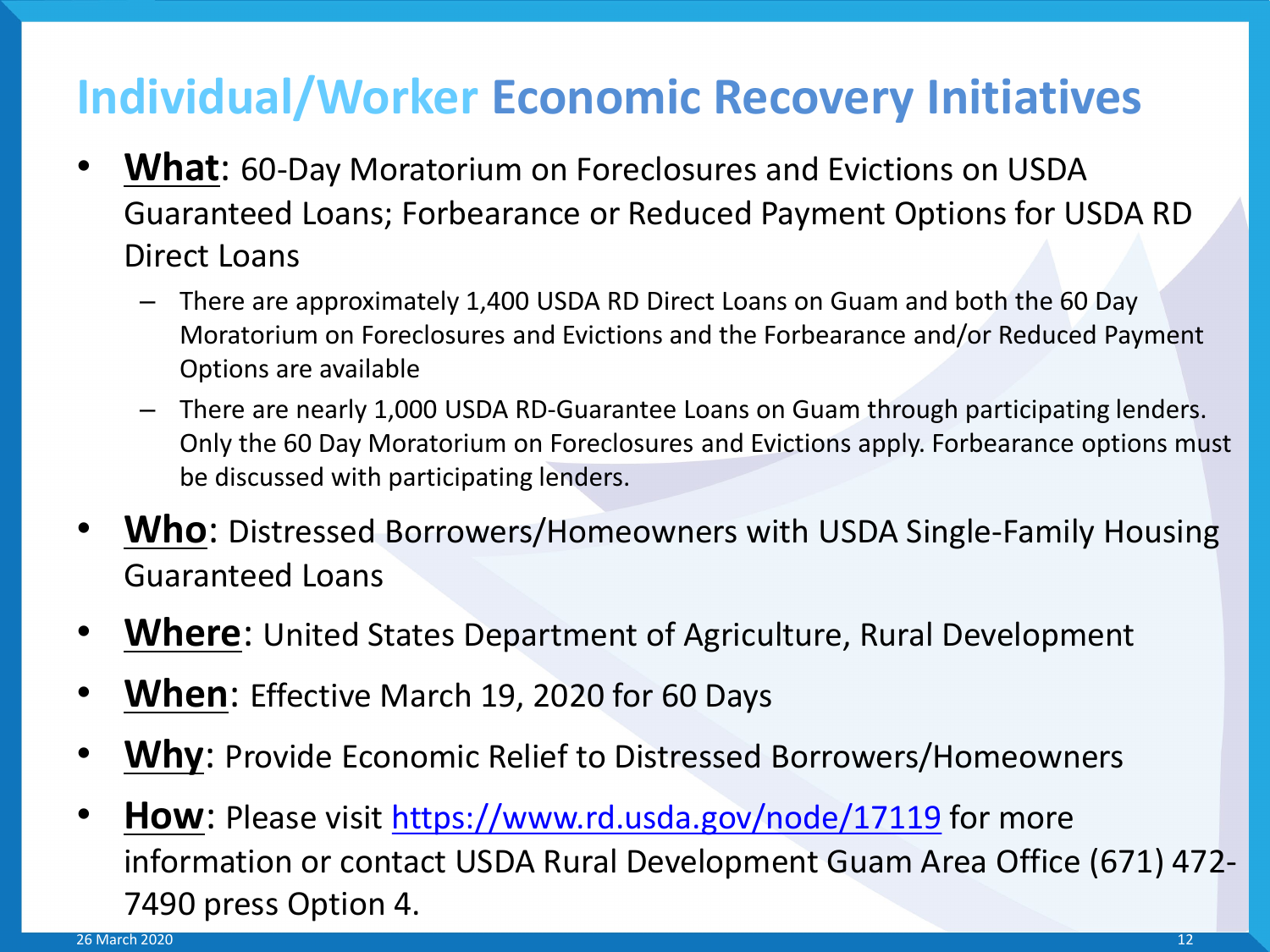# Individual/Worker Economic Recovery Initiatives

- **What**: 60-Day Moratorium on Foreclosures and Evictions on USDA Guaranteed Loans; Forbearance or Reduced Payment Options for USDA RD Direct Loans
  - There are approximately 1,400 USDA RD Direct Loans on Guam and both the 60 Day Moratorium on Foreclosures and Evictions and the Forbearance and/or Reduced Payment Options are available
  - There are nearly 1,000 USDA RD-Guarantee Loans on Guam through participating lenders. Only the 60 Day Moratorium on Foreclosures and Evictions apply. Forbearance options must be discussed with participating lenders.
- **Who**: Distressed Borrowers/Homeowners with USDA Single-Family Housing Guaranteed Loans
- **Where**: United States Department of Agriculture, Rural Development
- **When**: Effective March 19, 2020 for 60 Days
- **Why**: Provide Economic Relief to Distressed Borrowers/Homeowners
- **How**: Please visit https://www.rd.usda.gov/node/17119 for more information or contact USDA Rural Development Guam Area Office (671) 472-7490 press Option 4.

26 March 2020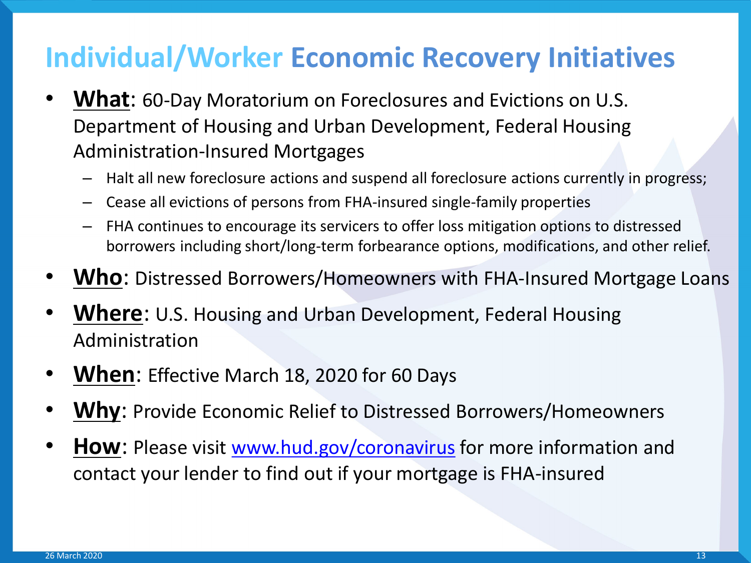# Individual/Worker Economic Recovery Initiatives

- **What**: 60-Day Moratorium on Foreclosures and Evictions on U.S. Department of Housing and Urban Development, Federal Housing Administration-Insured Mortgages
  - Halt all new foreclosure actions and suspend all foreclosure actions currently in progress;
  - Cease all evictions of persons from FHA-insured single-family properties
  - FHA continues to encourage its servicers to offer loss mitigation options to distressed borrowers including short/long-term forbearance options, modifications, and other relief.
- **Who**: Distressed Borrowers/Homeowners with FHA-Insured Mortgage Loans
- **Where**: U.S. Housing and Urban Development, Federal Housing Administration
- **When**: Effective March 18, 2020 for 60 Days
- **Why**: Provide Economic Relief to Distressed Borrowers/Homeowners
- **How**: Please visit [www.hud.gov/coronavirus](http://www.hud.gov/coronavirus) for more information and contact your lender to find out if your mortgage is FHA-insured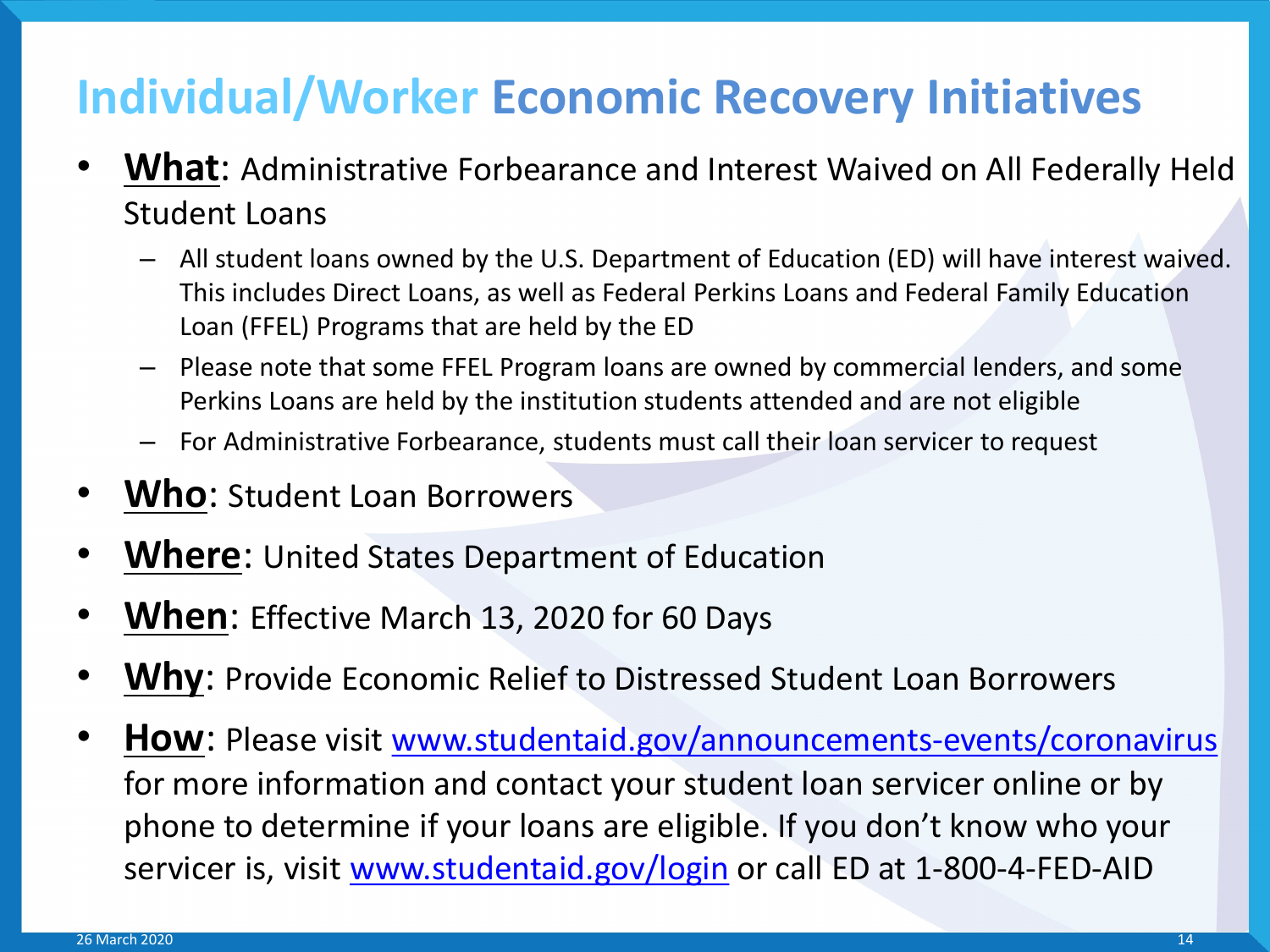# Individual/Worker Economic Recovery Initiatives

- **What**: Administrative Forbearance and Interest Waived on All Federally Held Student Loans
  - All student loans owned by the U.S. Department of Education (ED) will have interest waived. This includes Direct Loans, as well as Federal Perkins Loans and Federal Family Education Loan (FFEL) Programs that are held by the ED
  - Please note that some FFEL Program loans are owned by commercial lenders, and some Perkins Loans are held by the institution students attended and are not eligible
  - For Administrative Forbearance, students must call their loan servicer to request
- **Who**: Student Loan Borrowers
- **Where**: United States Department of Education
- **When**: Effective March 13, 2020 for 60 Days
- **Why**: Provide Economic Relief to Distressed Student Loan Borrowers
- **How**: Please visit [www.studentaid.gov/announcements-events/coronavirus](www.studentaid.gov/announcements-events/coronavirus) for more information and contact your student loan servicer online or by phone to determine if your loans are eligible. If you don't know who your servicer is, visit [www.studentaid.gov/login](www.studentaid.gov/login) or call ED at 1-800-4-FED-AID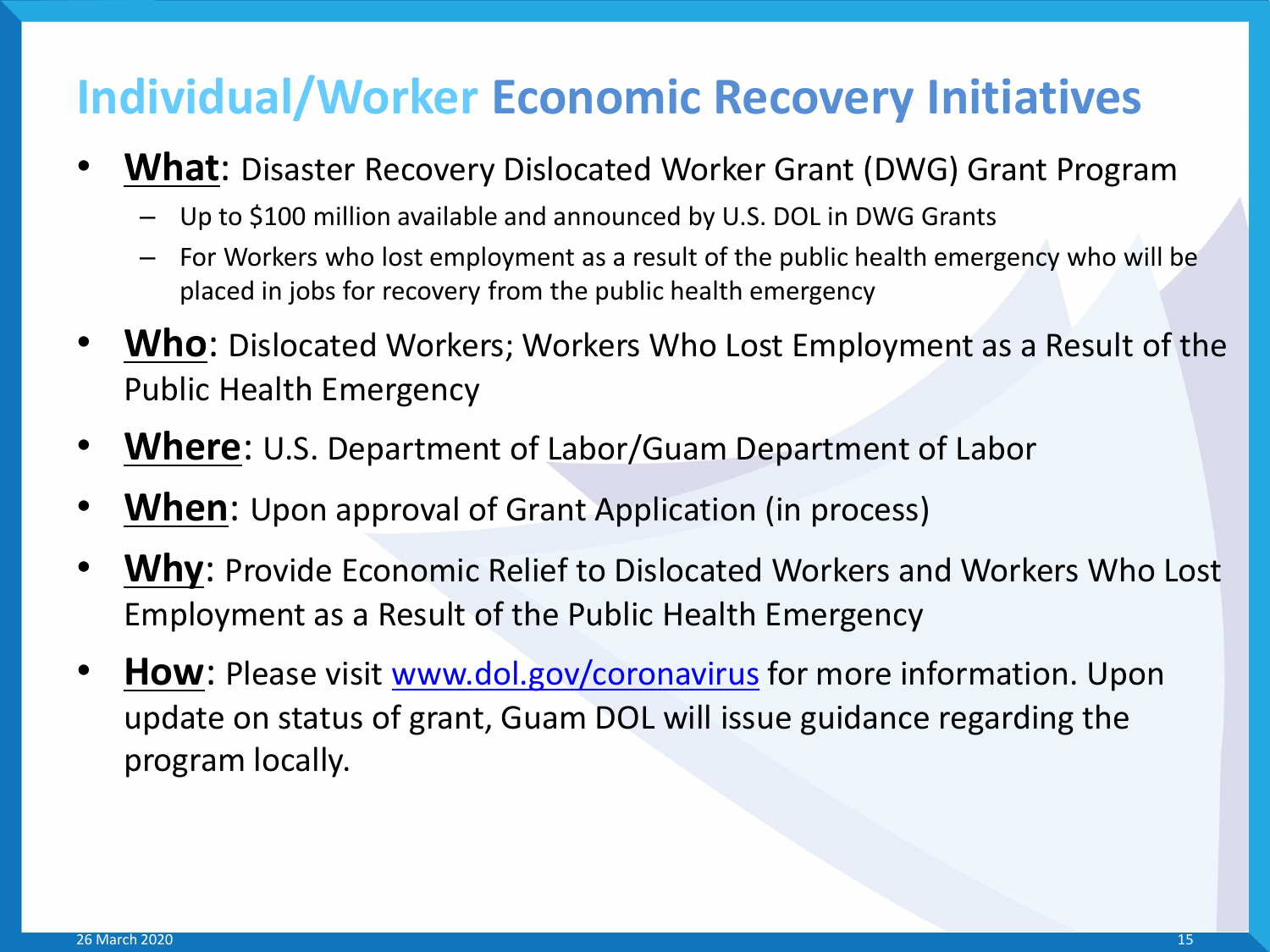# Individual/Worker Economic Recovery Initiatives

- **What**: Disaster Recovery Dislocated Worker Grant (DWG) Grant Program
  - Up to $100 million available and announced by U.S. DOL in DWG Grants
  - For Workers who lost employment as a result of the public health emergency who will be placed in jobs for recovery from the public health emergency
- **Who**: Dislocated Workers; Workers Who Lost Employment as a Result of the Public Health Emergency
- **Where**: U.S. Department of Labor/Guam Department of Labor
- **When**: Upon approval of Grant Application (in process)
- **Why**: Provide Economic Relief to Dislocated Workers and Workers Who Lost Employment as a Result of the Public Health Emergency
- **How**: Please visit [www.dol.gov/coronavirus](http://www.dol.gov/coronavirus) for more information. Upon update on status of grant, Guam DOL will issue guidance regarding the program locally.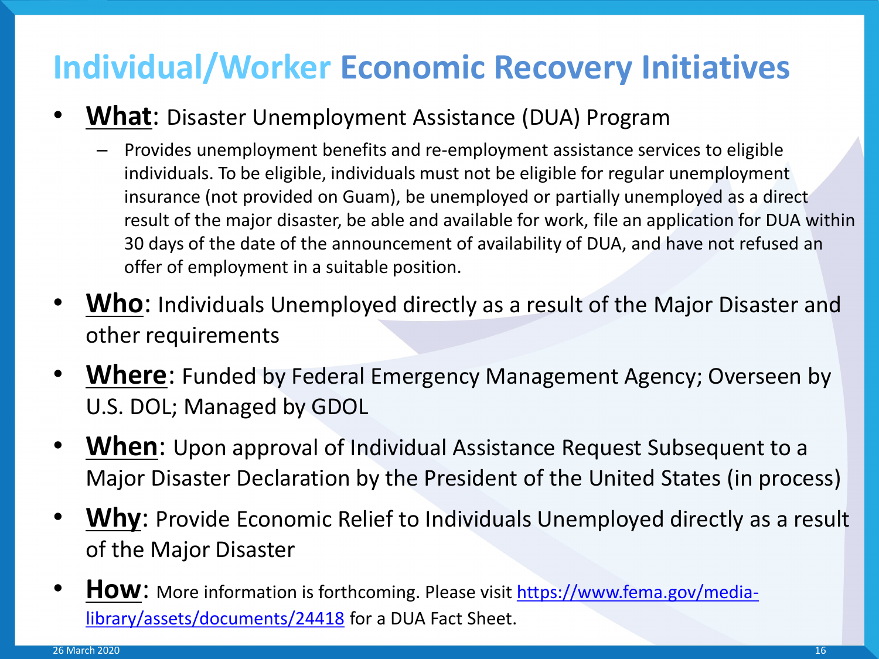# Individual/Worker Economic Recovery Initiatives

- **What**: Disaster Unemployment Assistance (DUA) Program
  - Provides unemployment benefits and re-employment assistance services to eligible individuals. To be eligible, individuals must not be eligible for regular unemployment insurance (not provided on Guam), be unemployed or partially unemployed as a direct result of the major disaster, be able and available for work, file an application for DUA within 30 days of the date of the announcement of availability of DUA, and have not refused an offer of employment in a suitable position.
- **Who**: Individuals Unemployed directly as a result of the Major Disaster and other requirements
- **Where**: Funded by Federal Emergency Management Agency; Overseen by U.S. DOL; Managed by GDOL
- **When**: Upon approval of Individual Assistance Request Subsequent to a Major Disaster Declaration by the President of the United States (in process)
- **Why**: Provide Economic Relief to Individuals Unemployed directly as a result of the Major Disaster
- **How**: More information is forthcoming. Please visit [https://www.fema.gov/media-library/assets/documents/24418](https://www.fema.gov/media-library/assets/documents/24418) for a DUA Fact Sheet.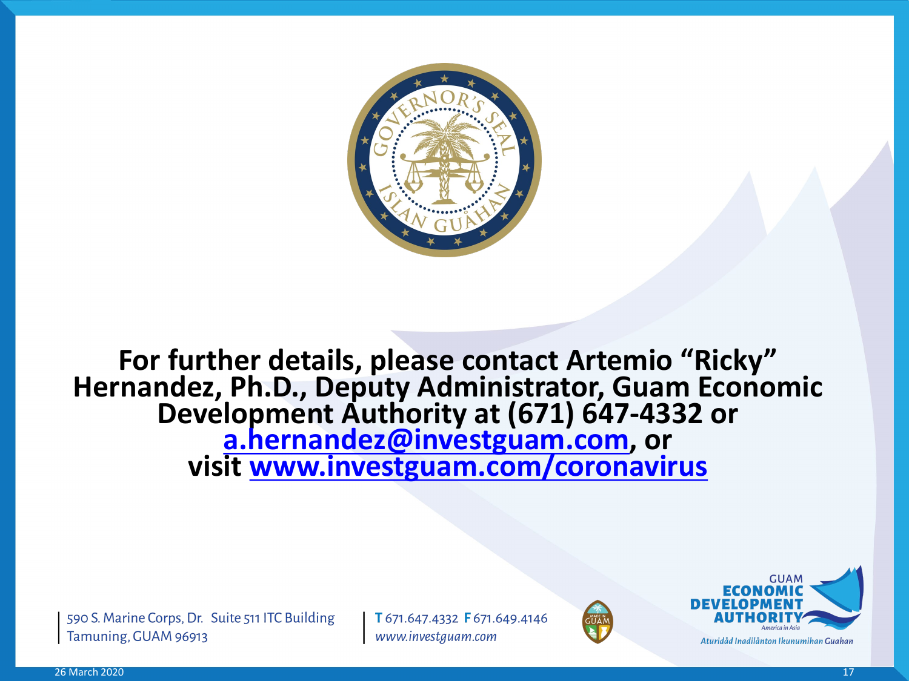**For further details, please contact Artemio "Ricky" Hernandez, Ph.D., Deputy Administrator, Guam Economic Development Authority at (671) 647-4332 or [a.hernandez@investguam.com](mailto:a.hernandez@investguam.com), or visit [www.investguam.com/coronavirus](http://www.investguam.com/coronavirus)**

590 S. Marine Corps, Dr. Suite 511 ITC Building
Tamuning, GUAM 96913

**T** 671.647.4332 **F** 671.649.4146
*www.investguam.com*

GUAM ECONOMIC DEVELOPMENT AUTHORITY
America in Asia
*Aturidåd Inadilånton Ikunumihan Guahan*

26 March 2020